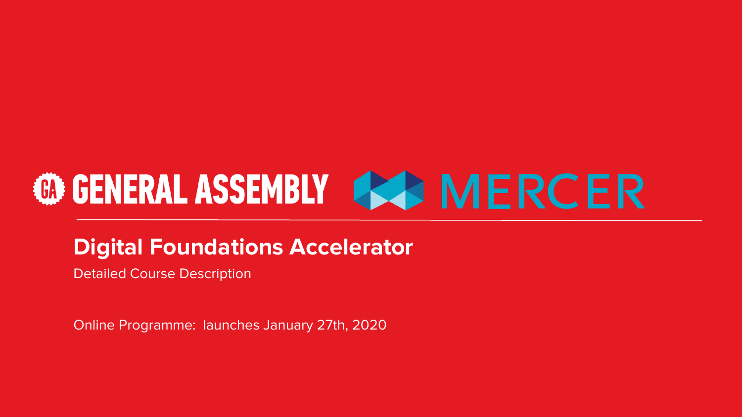GENERAL ASSEMBLY MERCER

# Digital Foundations Accelerator

Detailed Course Description

Online Programme:  launches January 27th, 2020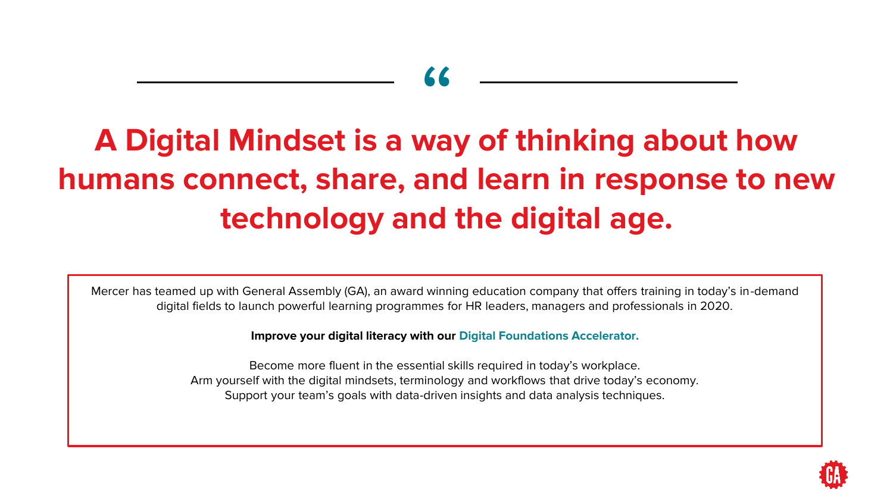> **A Digital Mindset is a way of thinking about how humans connect, share, and learn in response to new technology and the digital age.**

Mercer has teamed up with General Assembly (GA), an award winning education company that offers training in today's in-demand digital fields to launch powerful learning programmes for HR leaders, managers and professionals in 2020.

**Improve your digital literacy with our Digital Foundations Accelerator.**

Become more fluent in the essential skills required in today's workplace.
Arm yourself with the digital mindsets, terminology and workflows that drive today's economy.
Support your team's goals with data-driven insights and data analysis techniques.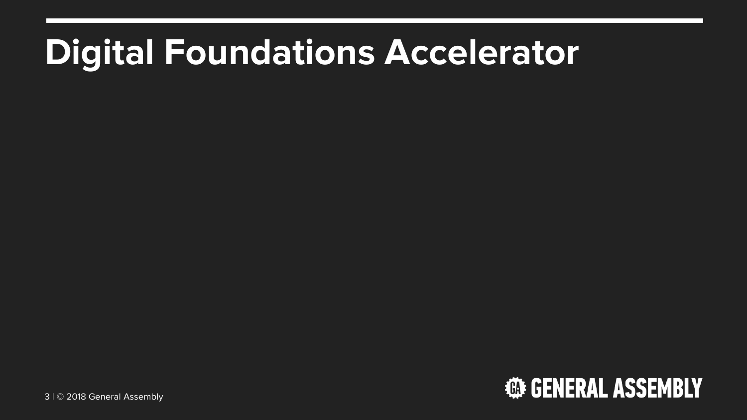# Digital Foundations Accelerator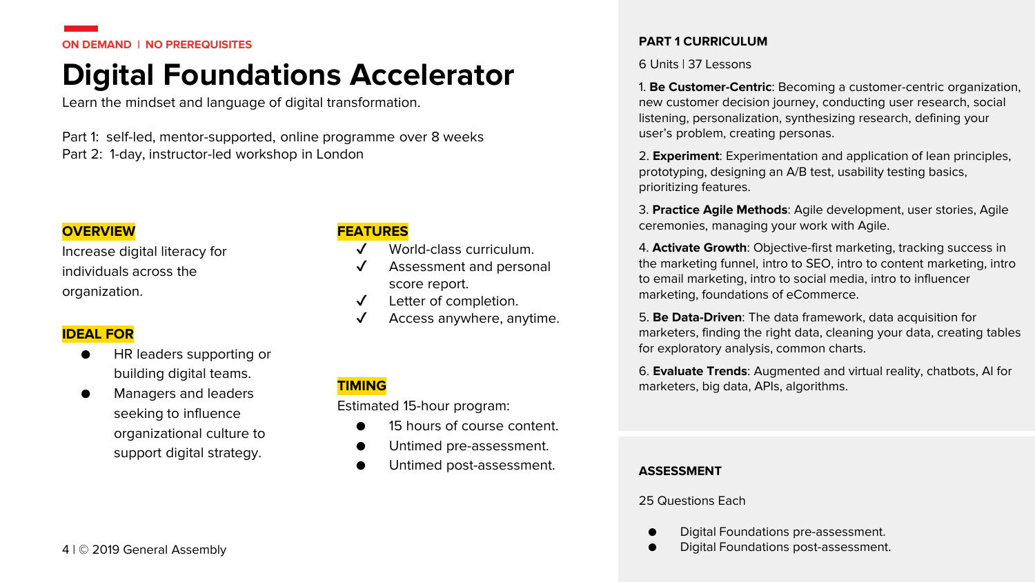ON DEMAND | NO PREREQUISITES

# Digital Foundations Accelerator

Learn the mindset and language of digital transformation.

Part 1: self-led, mentor-supported, online programme over 8 weeks
Part 2: 1-day, instructor-led workshop in London

## OVERVIEW

Increase digital literacy for individuals across the organization.

## IDEAL FOR

- HR leaders supporting or building digital teams.
- Managers and leaders seeking to influence organizational culture to support digital strategy.

## FEATURES

- ✓ World-class curriculum.
- ✓ Assessment and personal score report.
- ✓ Letter of completion.
- ✓ Access anywhere, anytime.

## TIMING

Estimated 15-hour program:

- 15 hours of course content.
- Untimed pre-assessment.
- Untimed post-assessment.

## PART 1 CURRICULUM

6 Units | 37 Lessons

1. **Be Customer-Centric**: Becoming a customer-centric organization, new customer decision journey, conducting user research, social listening, personalization, synthesizing research, defining your user's problem, creating personas.
2. **Experiment**: Experimentation and application of lean principles, prototyping, designing an A/B test, usability testing basics, prioritizing features.
3. **Practice Agile Methods**: Agile development, user stories, Agile ceremonies, managing your work with Agile.
4. **Activate Growth**: Objective-first marketing, tracking success in the marketing funnel, intro to SEO, intro to content marketing, intro to email marketing, intro to social media, intro to influencer marketing, foundations of eCommerce.
5. **Be Data-Driven**: The data framework, data acquisition for marketers, finding the right data, cleaning your data, creating tables for exploratory analysis, common charts.
6. **Evaluate Trends**: Augmented and virtual reality, chatbots, AI for marketers, big data, APIs, algorithms.

## ASSESSMENT

25 Questions Each

- Digital Foundations pre-assessment.
- Digital Foundations post-assessment.

© 2019 General Assembly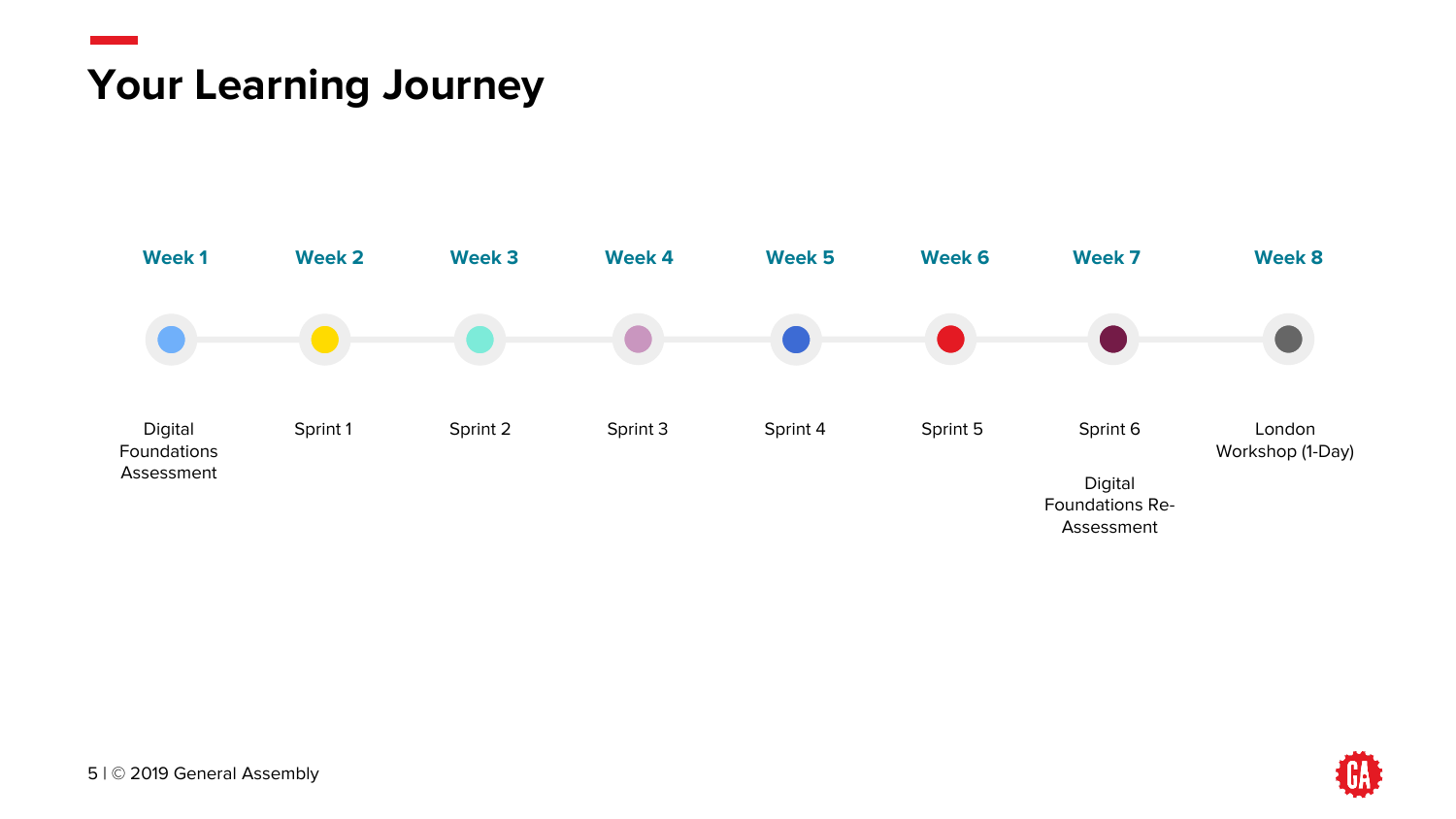# Your Learning Journey

| Week 1 | Week 2 | Week 3 | Week 4 | Week 5 | Week 6 | Week 7 | Week 8 |
|---|---|---|---|---|---|---|---|
| Digital Foundations Assessment | Sprint 1 | Sprint 2 | Sprint 3 | Sprint 4 | Sprint 5 | Sprint 6<br><br>Digital Foundations Re-Assessment | London Workshop (1-Day) |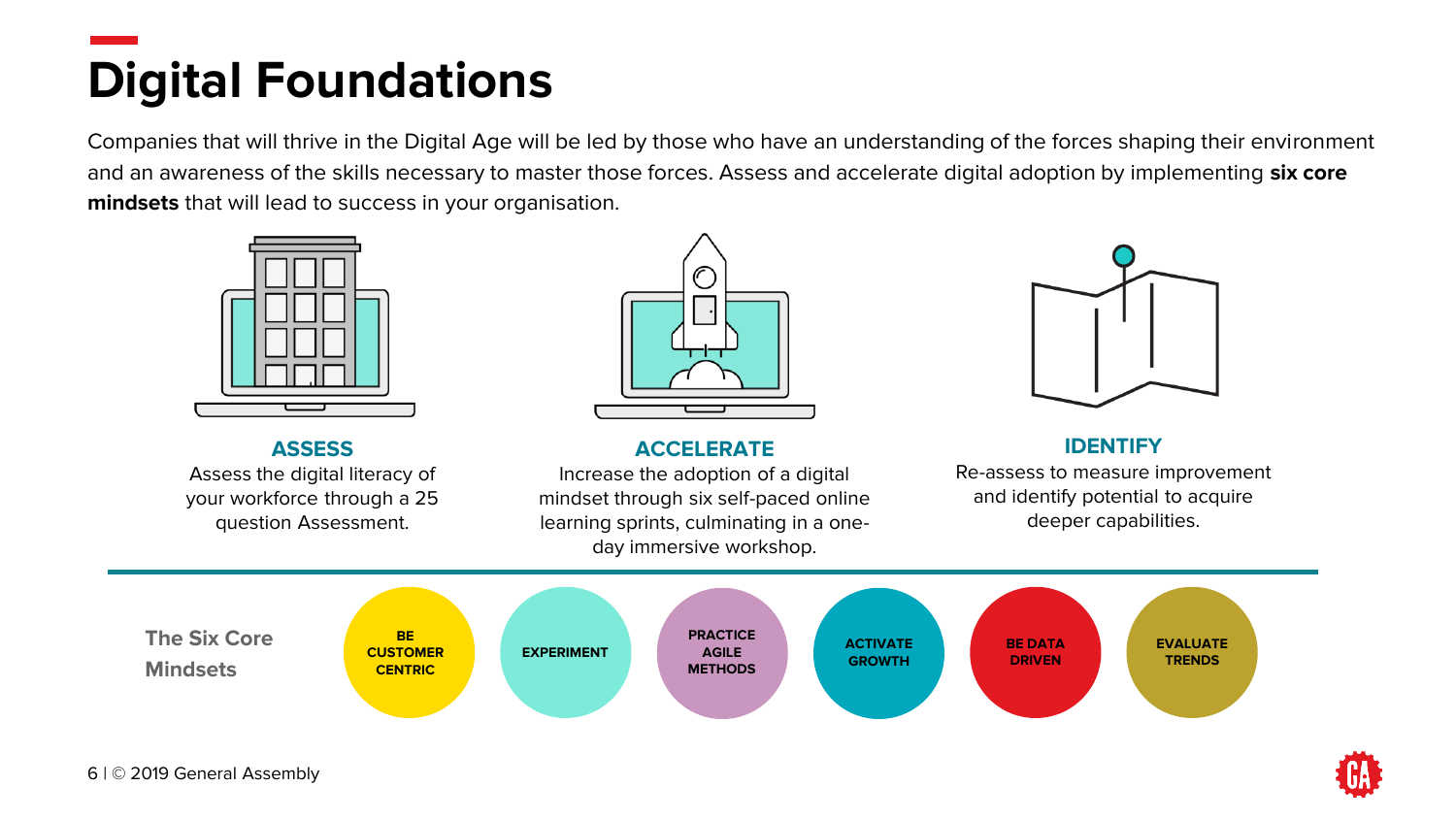# Digital Foundations

Companies that will thrive in the Digital Age will be led by those who have an understanding of the forces shaping their environment and an awareness of the skills necessary to master those forces. Assess and accelerate digital adoption by implementing **six core mindsets** that will lead to success in your organisation.

### ASSESS

Assess the digital literacy of your workforce through a 25 question Assessment.

### ACCELERATE

Increase the adoption of a digital mindset through six self-paced online learning sprints, culminating in a one-day immersive workshop.

### IDENTIFY

Re-assess to measure improvement and identify potential to acquire deeper capabilities.

**The Six Core Mindsets**

- BE CUSTOMER CENTRIC
- EXPERIMENT
- PRACTICE AGILE METHODS
- ACTIVATE GROWTH
- BE DATA DRIVEN
- EVALUATE TRENDS

6 | © 2019 General Assembly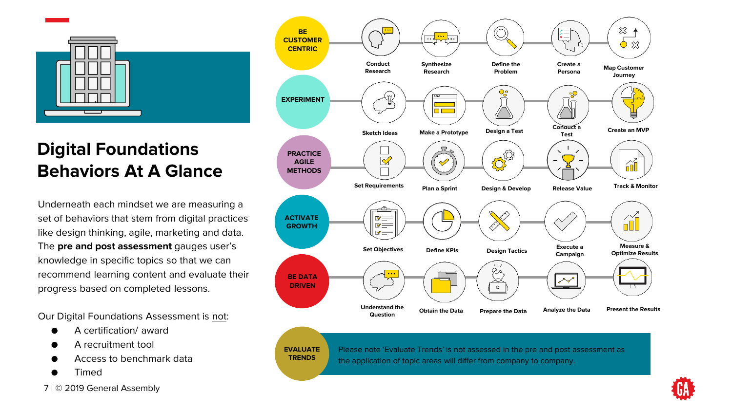# Digital Foundations Behaviors At A Glance

Underneath each mindset we are measuring a set of behaviors that stem from digital practices like design thinking, agile, marketing and data. The **pre and post assessment** gauges user's knowledge in specific topics so that we can recommend learning content and evaluate their progress based on completed lessons.

Our Digital Foundations Assessment is not:

- A certification/ award
- A recruitment tool
- Access to benchmark data
- Timed

| Mindset | | | | | |
|---|---|---|---|---|---|
| BE CUSTOMER CENTRIC | Conduct Research | Synthesize Research | Define the Problem | Create a Persona | Map Customer Journey |
| EXPERIMENT | Sketch Ideas | Make a Prototype | Design a Test | Conduct a Test | Create an MVP |
| PRACTICE AGILE METHODS | Set Requirements | Plan a Sprint | Design & Develop | Release Value | Track & Monitor |
| ACTIVATE GROWTH | Set Objectives | Define KPIs | Design Tactics | Execute a Campaign | Measure & Optimize Results |
| BE DATA DRIVEN | Understand the Question | Obtain the Data | Prepare the Data | Analyze the Data | Present the Results |

**EVALUATE TRENDS**

Please note 'Evaluate Trends' is not assessed in the pre and post assessment as the application of topic areas will differ from company to company.

© 2019 General Assembly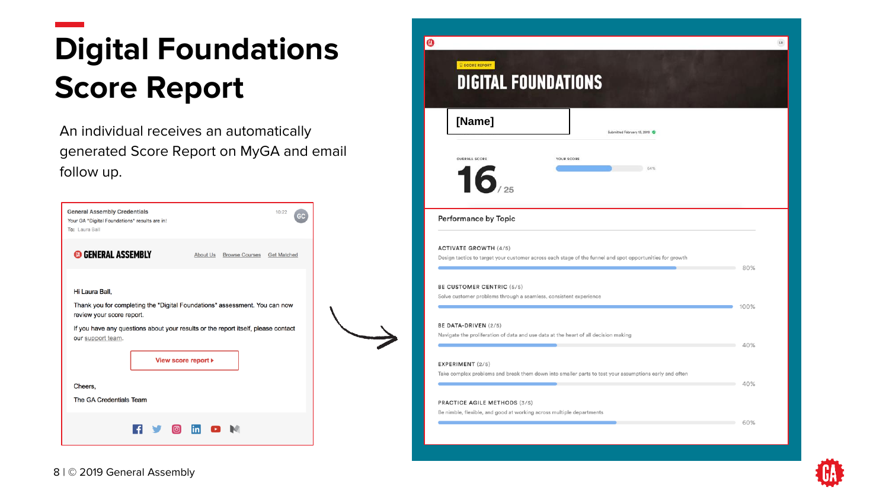# Digital Foundations Score Report

An individual receives an automatically generated Score Report on MyGA and email follow up.

General Assembly Credentials
Your GA "Digital Foundations" results are in!
To: Laura Ball

10:22

GENERAL ASSEMBLY — About Us | Browse Courses | Get Matched

Hi Laura Ball,

Thank you for completing the "Digital Foundations" assessment. You can now review your score report.

If you have any questions about your results or the report itself, please contact our support team.

View score report ▸

Cheers,

The GA Credentials Team

---

SCORE REPORT

# DIGITAL FOUNDATIONS

**[Name]**

Submitted February 13, 2019

OVERALL SCORE: **16** / 25

YOUR SCORE: 64%

## Performance by Topic

**ACTIVATE GROWTH (4/5)**
Design tactics to target your customer across each stage of the funnel and spot opportunities for growth
80%

**BE CUSTOMER CENTRIC (5/5)**
Solve customer problems through a seamless, consistent experience
100%

**BE DATA-DRIVEN (2/5)**
Navigate the proliferation of data and use data at the heart of all decision making
40%

**EXPERIMENT (2/5)**
Take complex problems and break them down into smaller parts to test your assumptions early and often
40%

**PRACTICE AGILE METHODS (3/5)**
Be nimble, flexible, and good at working across multiple departments
60%

© 2019 General Assembly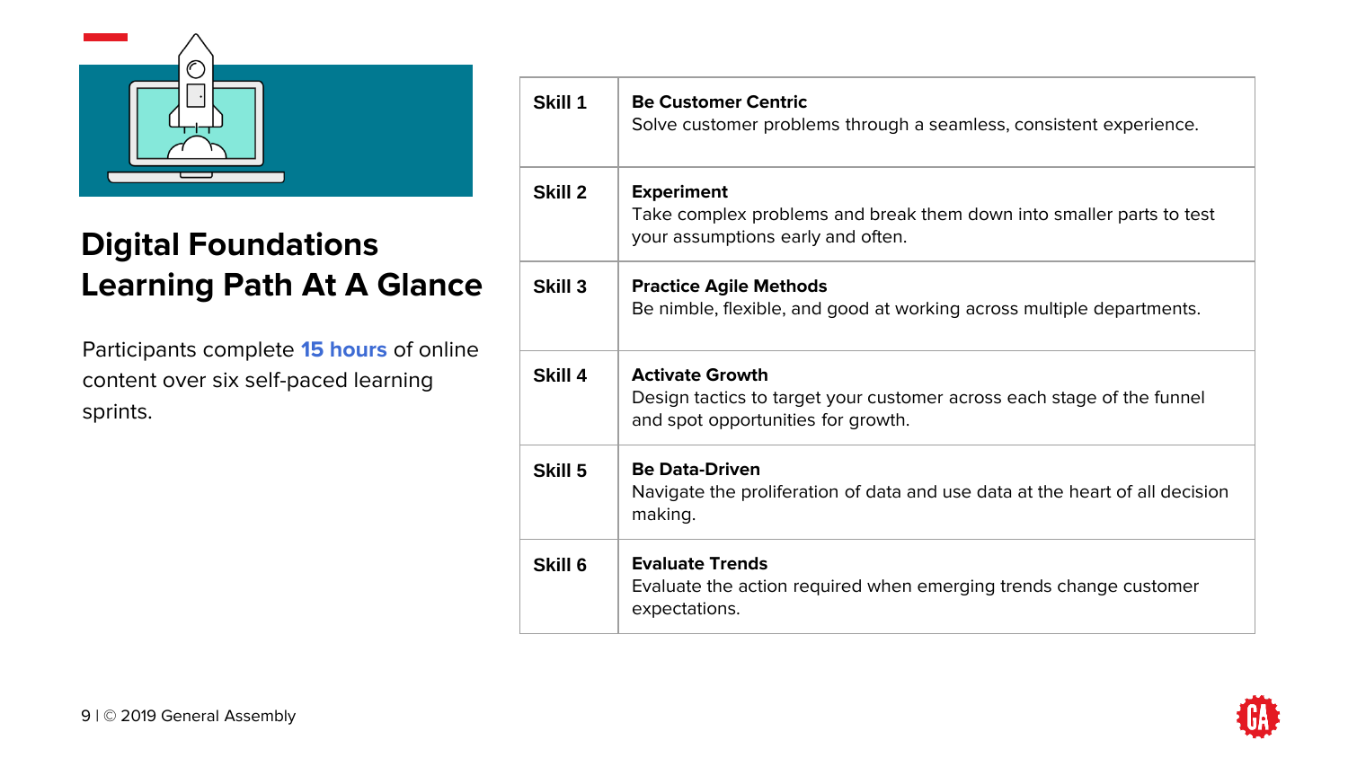# Digital Foundations Learning Path At A Glance

Participants complete **15 hours** of online content over six self-paced learning sprints.

| | |
|---|---|
| **Skill 1** | **Be Customer Centric**<br>Solve customer problems through a seamless, consistent experience. |
| **Skill 2** | **Experiment**<br>Take complex problems and break them down into smaller parts to test your assumptions early and often. |
| **Skill 3** | **Practice Agile Methods**<br>Be nimble, flexible, and good at working across multiple departments. |
| **Skill 4** | **Activate Growth**<br>Design tactics to target your customer across each stage of the funnel and spot opportunities for growth. |
| **Skill 5** | **Be Data-Driven**<br>Navigate the proliferation of data and use data at the heart of all decision making. |
| **Skill 6** | **Evaluate Trends**<br>Evaluate the action required when emerging trends change customer expectations. |

© 2019 General Assembly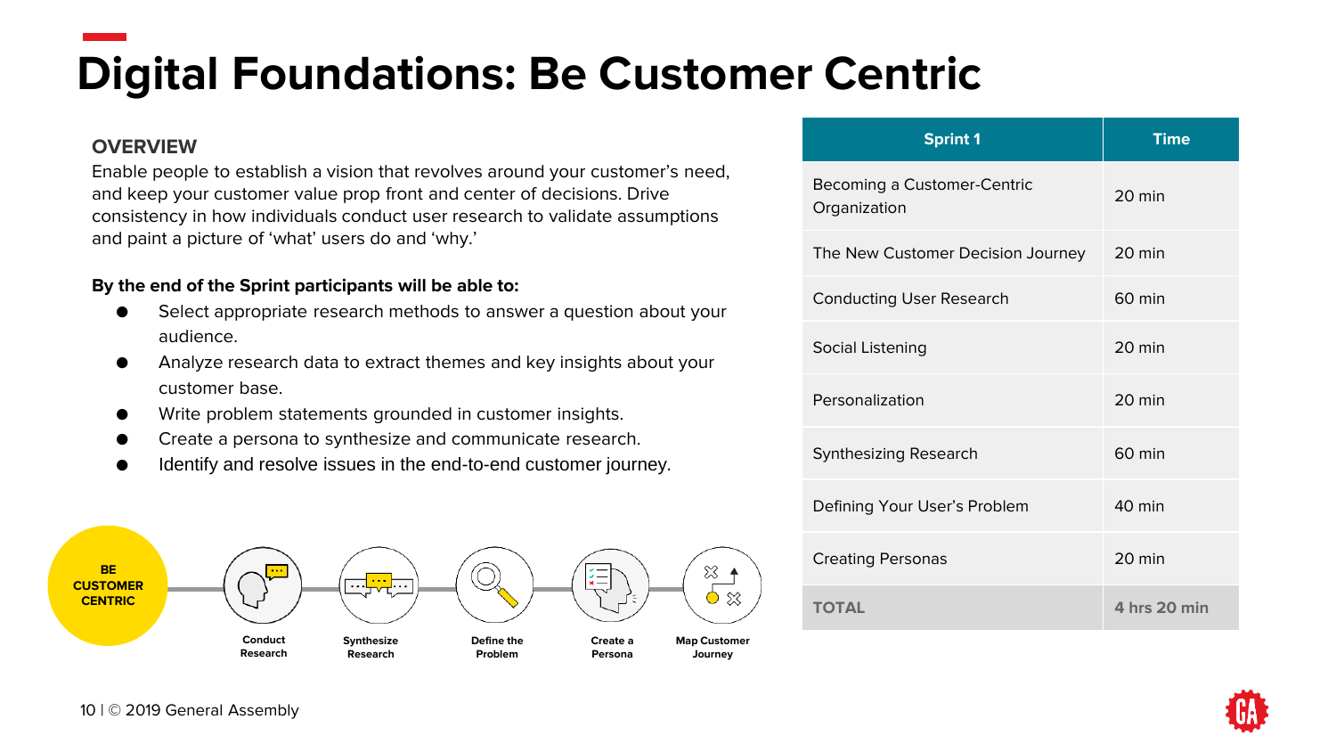# Digital Foundations: Be Customer Centric

### OVERVIEW

Enable people to establish a vision that revolves around your customer's need, and keep your customer value prop front and center of decisions. Drive consistency in how individuals conduct user research to validate assumptions and paint a picture of 'what' users do and 'why.'

**By the end of the Sprint participants will be able to:**

- Select appropriate research methods to answer a question about your audience.
- Analyze research data to extract themes and key insights about your customer base.
- Write problem statements grounded in customer insights.
- Create a persona to synthesize and communicate research.
- Identify and resolve issues in the end-to-end customer journey.

**BE CUSTOMER CENTRIC**

Conduct Research → Synthesize Research → Define the Problem → Create a Persona → Map Customer Journey

| Sprint 1 | Time |
|---|---|
| Becoming a Customer-Centric Organization | 20 min |
| The New Customer Decision Journey | 20 min |
| Conducting User Research | 60 min |
| Social Listening | 20 min |
| Personalization | 20 min |
| Synthesizing Research | 60 min |
| Defining Your User's Problem | 40 min |
| Creating Personas | 20 min |
| **TOTAL** | **4 hrs 20 min** |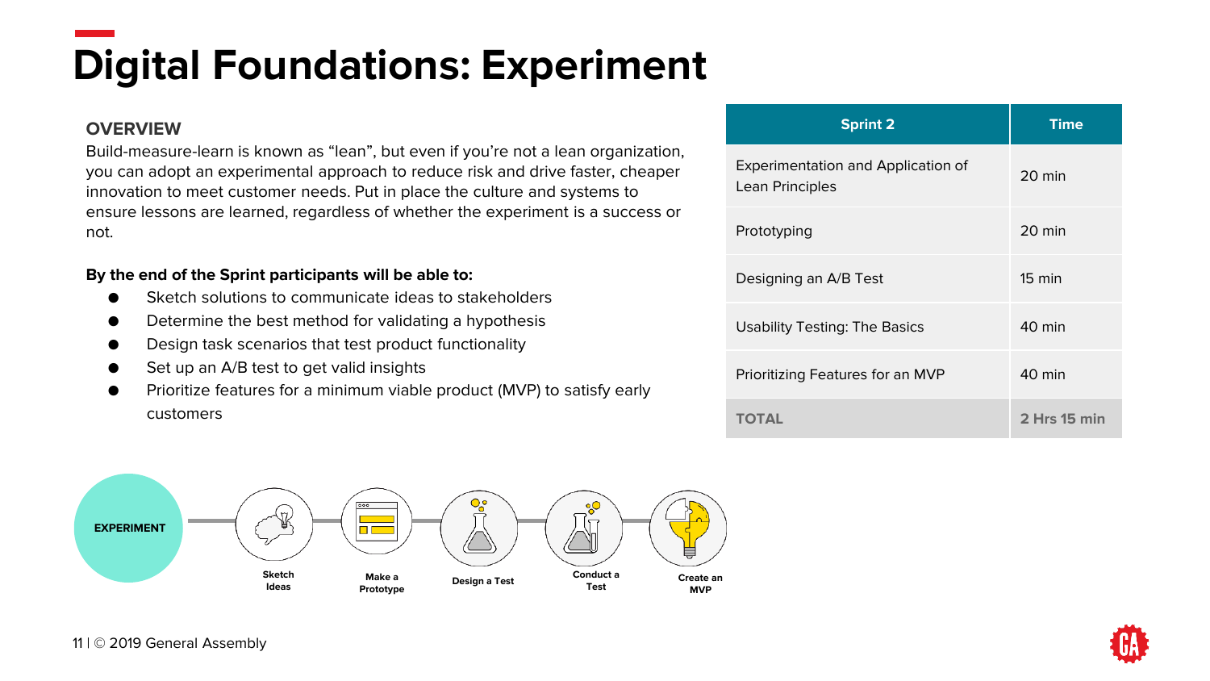# Digital Foundations: Experiment

## OVERVIEW

Build-measure-learn is known as “lean”, but even if you’re not a lean organization, you can adopt an experimental approach to reduce risk and drive faster, cheaper innovation to meet customer needs. Put in place the culture and systems to ensure lessons are learned, regardless of whether the experiment is a success or not.

**By the end of the Sprint participants will be able to:**

- Sketch solutions to communicate ideas to stakeholders
- Determine the best method for validating a hypothesis
- Design task scenarios that test product functionality
- Set up an A/B test to get valid insights
- Prioritize features for a minimum viable product (MVP) to satisfy early customers

| Sprint 2 | Time |
|---|---|
| Experimentation and Application of Lean Principles | 20 min |
| Prototyping | 20 min |
| Designing an A/B Test | 15 min |
| Usability Testing: The Basics | 40 min |
| Prioritizing Features for an MVP | 40 min |
| **TOTAL** | **2 Hrs 15 min** |

EXPERIMENT → Sketch Ideas → Make a Prototype → Design a Test → Conduct a Test → Create an MVP

© 2019 General Assembly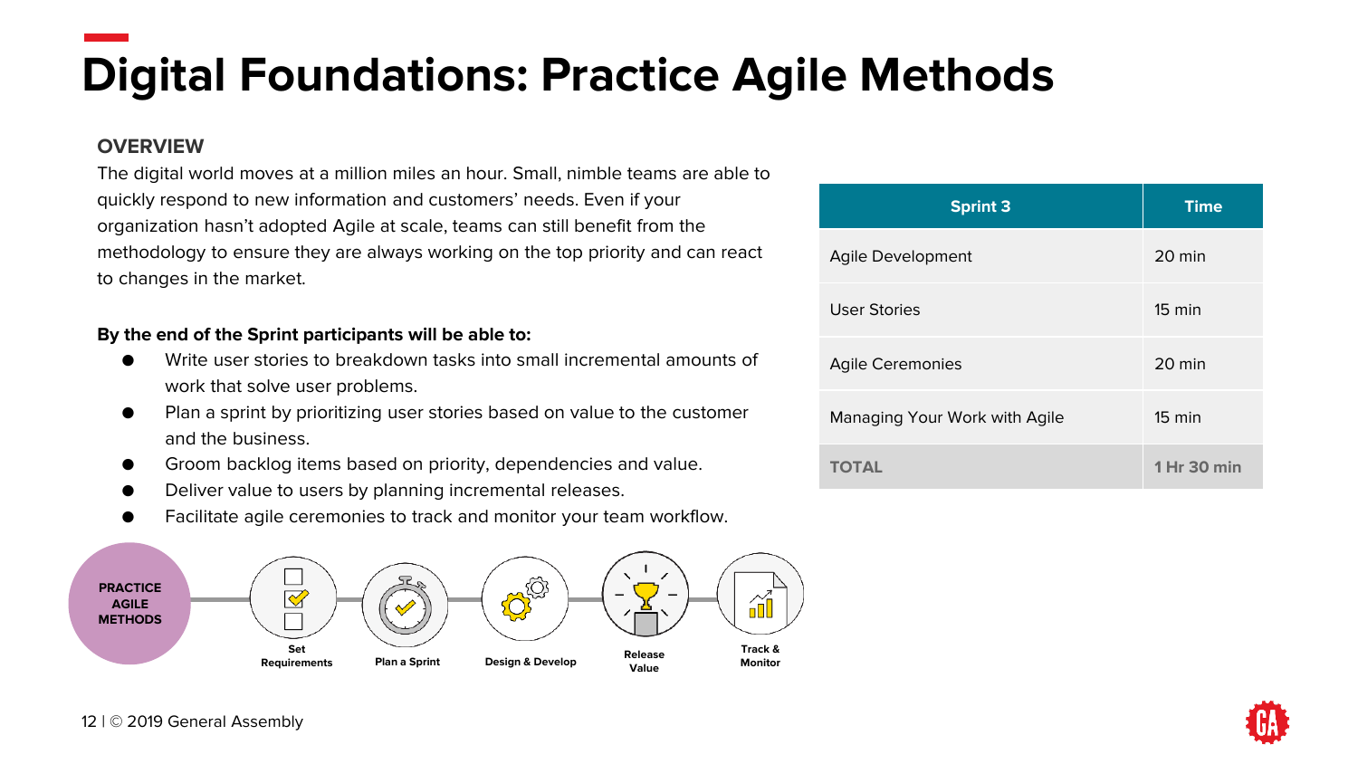# Digital Foundations: Practice Agile Methods

## OVERVIEW

The digital world moves at a million miles an hour. Small, nimble teams are able to quickly respond to new information and customers' needs. Even if your organization hasn't adopted Agile at scale, teams can still benefit from the methodology to ensure they are always working on the top priority and can react to changes in the market.

**By the end of the Sprint participants will be able to:**

- Write user stories to breakdown tasks into small incremental amounts of work that solve user problems.
- Plan a sprint by prioritizing user stories based on value to the customer and the business.
- Groom backlog items based on priority, dependencies and value.
- Deliver value to users by planning incremental releases.
- Facilitate agile ceremonies to track and monitor your team workflow.

| Sprint 3 | Time |
|---|---|
| Agile Development | 20 min |
| User Stories | 15 min |
| Agile Ceremonies | 20 min |
| Managing Your Work with Agile | 15 min |
| **TOTAL** | **1 Hr 30 min** |

PRACTICE AGILE METHODS

Set Requirements → Plan a Sprint → Design & Develop → Release Value → Track & Monitor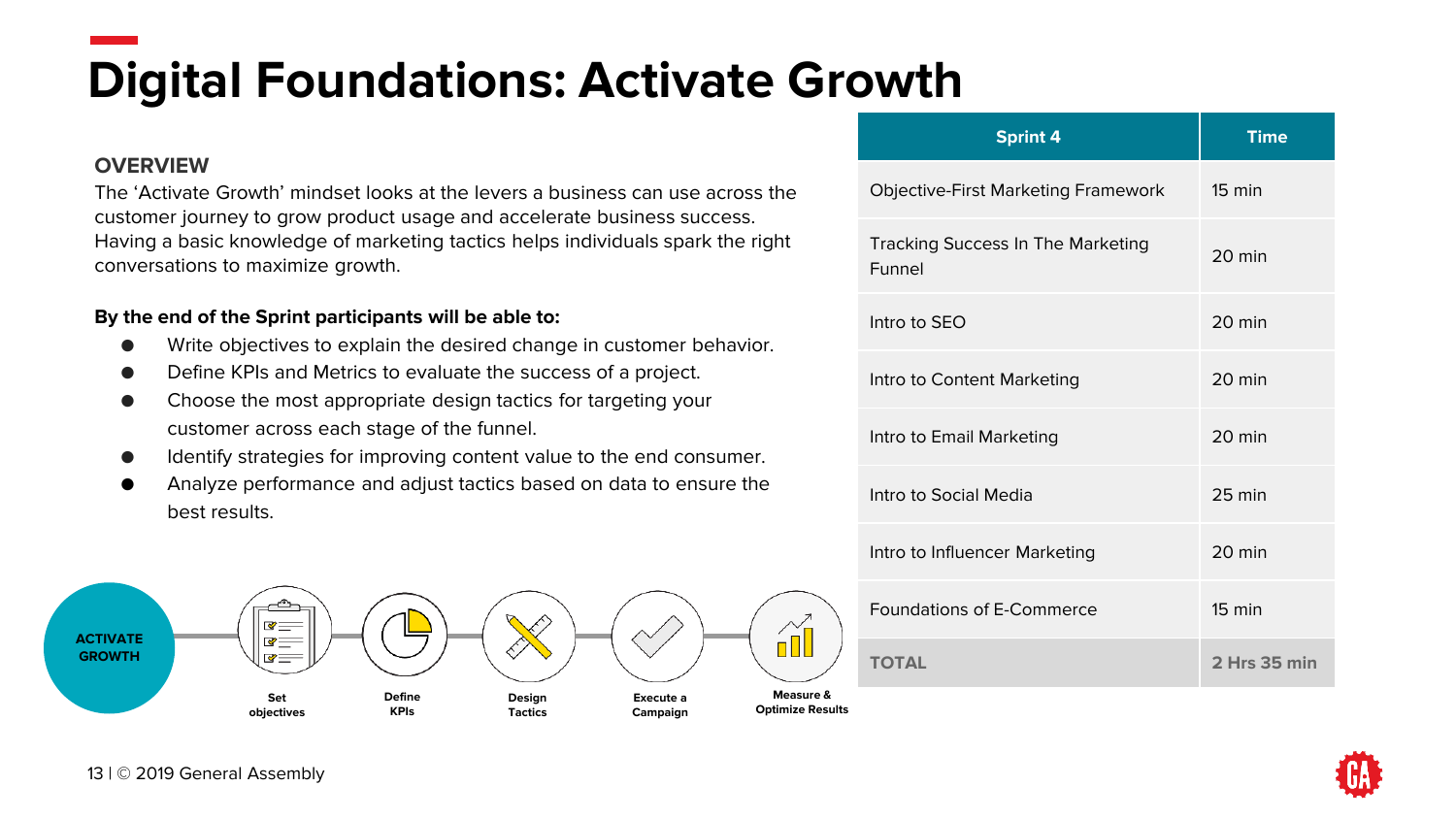# Digital Foundations: Activate Growth

## OVERVIEW

The 'Activate Growth' mindset looks at the levers a business can use across the customer journey to grow product usage and accelerate business success. Having a basic knowledge of marketing tactics helps individuals spark the right conversations to maximize growth.

**By the end of the Sprint participants will be able to:**

- Write objectives to explain the desired change in customer behavior.
- Define KPIs and Metrics to evaluate the success of a project.
- Choose the most appropriate design tactics for targeting your customer across each stage of the funnel.
- Identify strategies for improving content value to the end consumer.
- Analyze performance and adjust tactics based on data to ensure the best results.

ACTIVATE GROWTH: Set objectives → Define KPIs → Design Tactics → Execute a Campaign → Measure & Optimize Results

| Sprint 4 | Time |
| --- | --- |
| Objective-First Marketing Framework | 15 min |
| Tracking Success In The Marketing Funnel | 20 min |
| Intro to SEO | 20 min |
| Intro to Content Marketing | 20 min |
| Intro to Email Marketing | 20 min |
| Intro to Social Media | 25 min |
| Intro to Influencer Marketing | 20 min |
| Foundations of E-Commerce | 15 min |
| **TOTAL** | **2 Hrs 35 min** |

13 | © 2019 General Assembly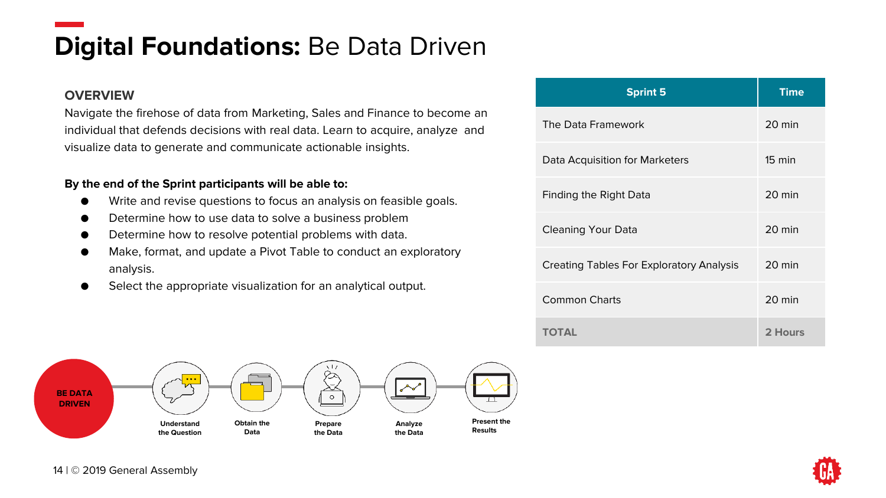# **Digital Foundations:** Be Data Driven

### OVERVIEW

Navigate the firehose of data from Marketing, Sales and Finance to become an individual that defends decisions with real data. Learn to acquire, analyze and visualize data to generate and communicate actionable insights.

**By the end of the Sprint participants will be able to:**

- Write and revise questions to focus an analysis on feasible goals.
- Determine how to use data to solve a business problem
- Determine how to resolve potential problems with data.
- Make, format, and update a Pivot Table to conduct an exploratory analysis.
- Select the appropriate visualization for an analytical output.

| Sprint 5 | Time |
|---|---|
| The Data Framework | 20 min |
| Data Acquisition for Marketers | 15 min |
| Finding the Right Data | 20 min |
| Cleaning Your Data | 20 min |
| Creating Tables For Exploratory Analysis | 20 min |
| Common Charts | 20 min |
| **TOTAL** | **2 Hours** |

**BE DATA DRIVEN** → Understand the Question → Obtain the Data → Prepare the Data → Analyze the Data → Present the Results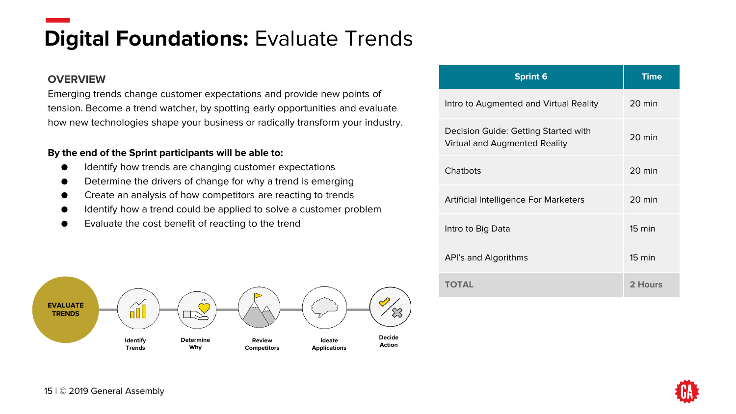# **Digital Foundations:** Evaluate Trends

### OVERVIEW

Emerging trends change customer expectations and provide new points of tension. Become a trend watcher, by spotting early opportunities and evaluate how new technologies shape your business or radically transform your industry.

**By the end of the Sprint participants will be able to:**

- Identify how trends are changing customer expectations
- Determine the drivers of change for why a trend is emerging
- Create an analysis of how competitors are reacting to trends
- Identify how a trend could be applied to solve a customer problem
- Evaluate the cost benefit of reacting to the trend

**EVALUATE TRENDS** → Identify Trends → Determine Why → Review Competitors → Ideate Applications → Decide Action

| Sprint 6 | Time |
|---|---|
| Intro to Augmented and Virtual Reality | 20 min |
| Decision Guide: Getting Started with Virtual and Augmented Reality | 20 min |
| Chatbots | 20 min |
| Artificial Intelligence For Marketers | 20 min |
| Intro to Big Data | 15 min |
| API's and Algorithms | 15 min |
| **TOTAL** | **2 Hours** |

© 2019 General Assembly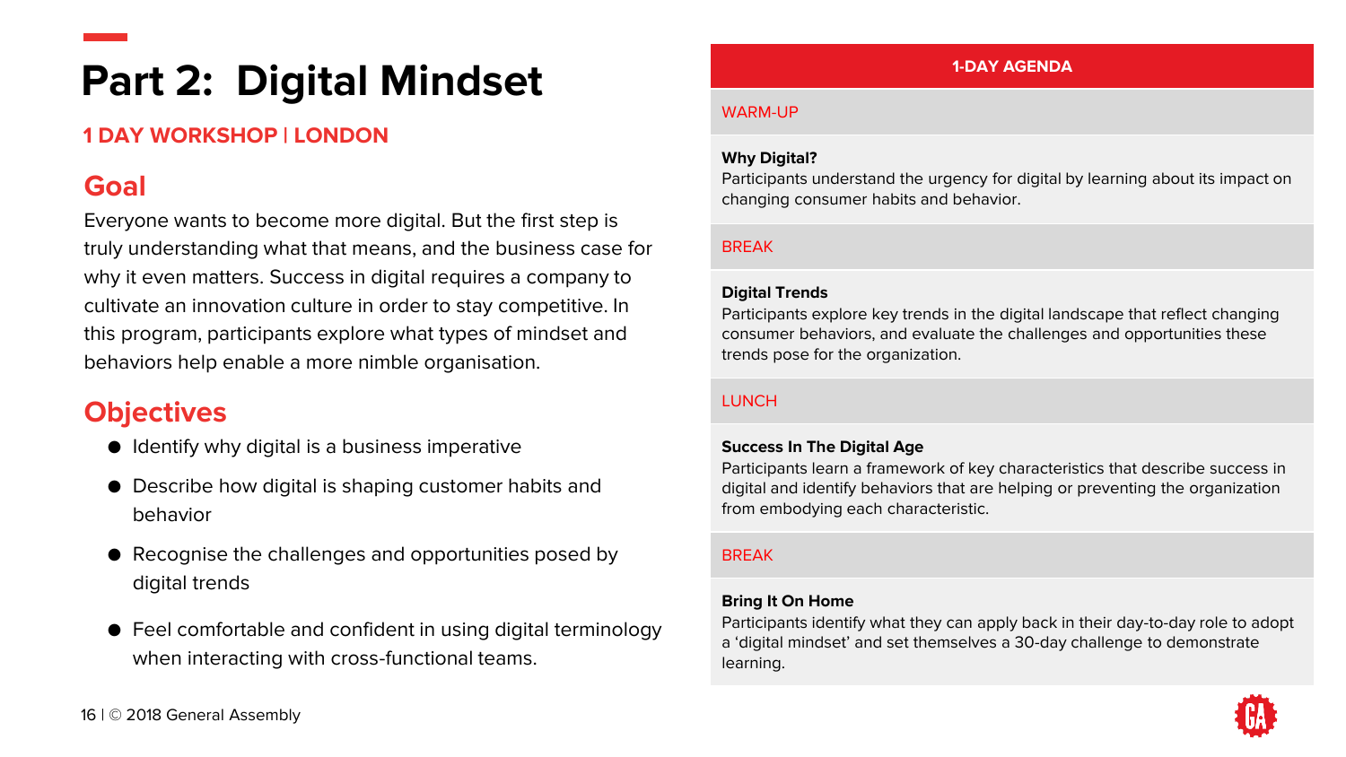# Part 2: Digital Mindset

**1 DAY WORKSHOP | LONDON**

## Goal

Everyone wants to become more digital. But the first step is truly understanding what that means, and the business case for why it even matters. Success in digital requires a company to cultivate an innovation culture in order to stay competitive. In this program, participants explore what types of mindset and behaviors help enable a more nimble organisation.

## Objectives

- Identify why digital is a business imperative
- Describe how digital is shaping customer habits and behavior
- Recognise the challenges and opportunities posed by digital trends
- Feel comfortable and confident in using digital terminology when interacting with cross-functional teams.

| 1-DAY AGENDA |
|---|
| WARM-UP |
| **Why Digital?**<br>Participants understand the urgency for digital by learning about its impact on changing consumer habits and behavior. |
| BREAK |
| **Digital Trends**<br>Participants explore key trends in the digital landscape that reflect changing consumer behaviors, and evaluate the challenges and opportunities these trends pose for the organization. |
| LUNCH |
| **Success In The Digital Age**<br>Participants learn a framework of key characteristics that describe success in digital and identify behaviors that are helping or preventing the organization from embodying each characteristic. |
| BREAK |
| **Bring It On Home**<br>Participants identify what they can apply back in their day-to-day role to adopt a 'digital mindset' and set themselves a 30-day challenge to demonstrate learning. |

© 2018 General Assembly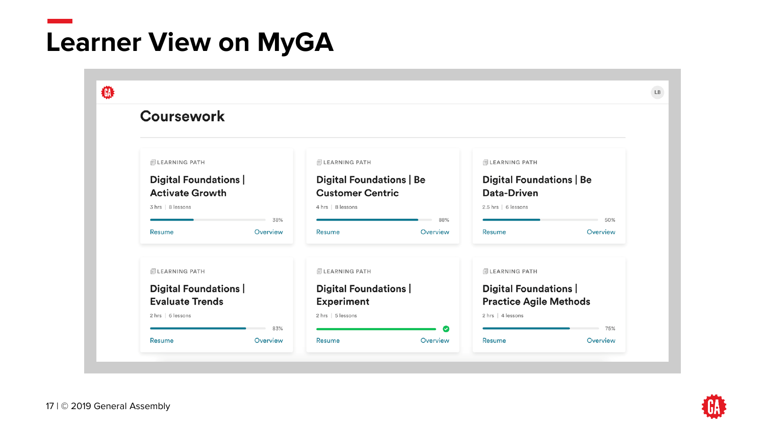# Learner View on MyGA

## Coursework

LEARNING PATH

### Digital Foundations | Activate Growth

3 hrs | 8 lessons

38%

Resume Overview

LEARNING PATH

### Digital Foundations | Be Customer Centric

4 hrs | 8 lessons

88%

Resume Overview

LEARNING PATH

### Digital Foundations | Be Data-Driven

2.5 hrs | 6 lessons

50%

Resume Overview

LEARNING PATH

### Digital Foundations | Evaluate Trends

2 hrs | 6 lessons

83%

Resume Overview

LEARNING PATH

### Digital Foundations | Experiment

2 hrs | 5 lessons

Resume Overview

LEARNING PATH

### Digital Foundations | Practice Agile Methods

2 hrs | 4 lessons

75%

Resume Overview

© 2019 General Assembly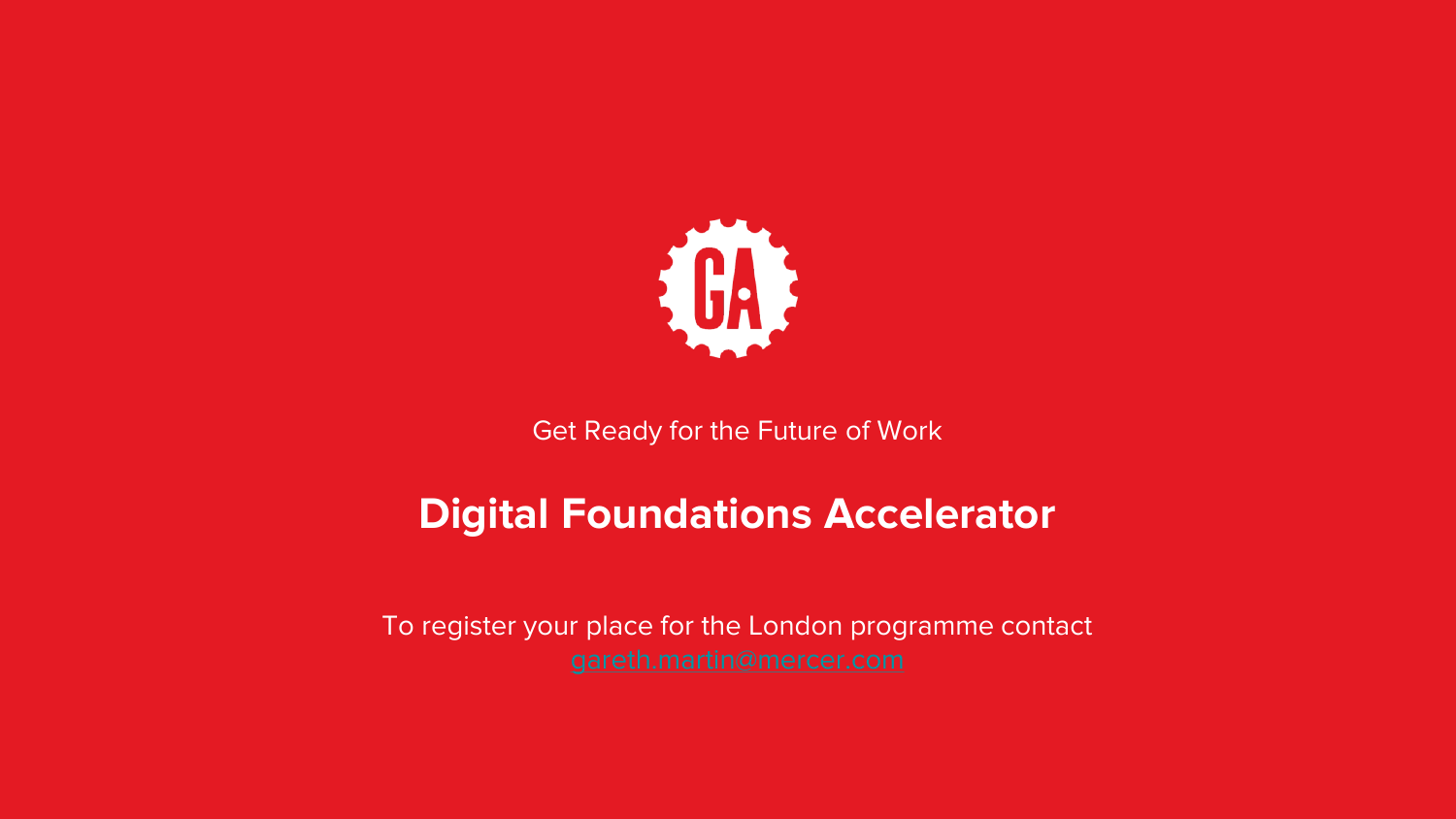Get Ready for the Future of Work

# Digital Foundations Accelerator

To register your place for the London programme contact gareth.martin@mercer.com